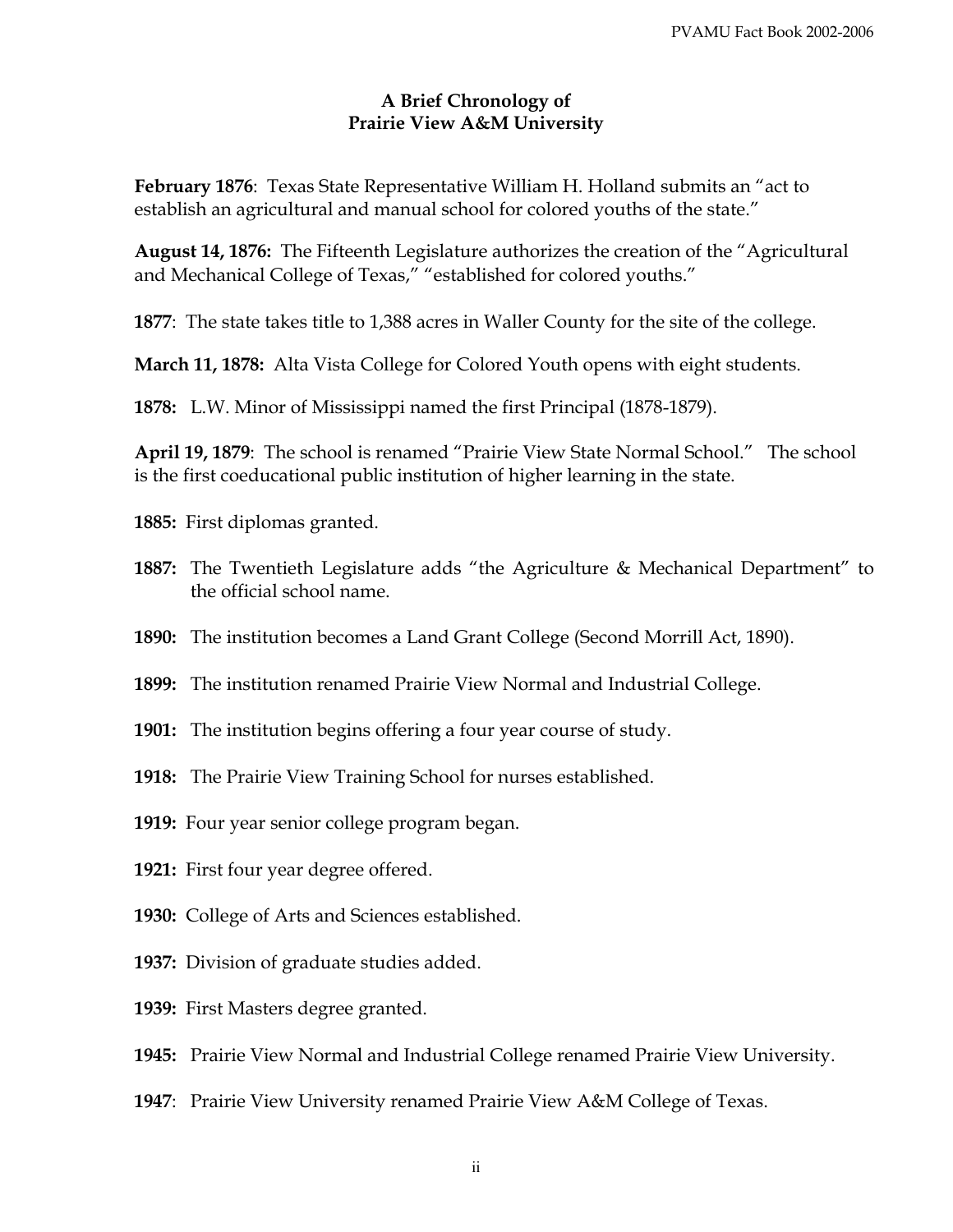**A Brief Chronology of**
**Prairie View A&M University**

**February 1876**: Texas State Representative William H. Holland submits an "act to establish an agricultural and manual school for colored youths of the state."

**August 14, 1876:** The Fifteenth Legislature authorizes the creation of the "Agricultural and Mechanical College of Texas," "established for colored youths."

**1877**: The state takes title to 1,388 acres in Waller County for the site of the college.

**March 11, 1878:** Alta Vista College for Colored Youth opens with eight students.

**1878:** L.W. Minor of Mississippi named the first Principal (1878-1879).

**April 19, 1879**: The school is renamed "Prairie View State Normal School." The school is the first coeducational public institution of higher learning in the state.

**1885:** First diplomas granted.

**1887:** The Twentieth Legislature adds "the Agriculture & Mechanical Department" to the official school name.

**1890:** The institution becomes a Land Grant College (Second Morrill Act, 1890).

**1899:** The institution renamed Prairie View Normal and Industrial College.

**1901:** The institution begins offering a four year course of study.

**1918:** The Prairie View Training School for nurses established.

**1919:** Four year senior college program began.

**1921:** First four year degree offered.

**1930:** College of Arts and Sciences established.

**1937:** Division of graduate studies added.

**1939:** First Masters degree granted.

**1945:** Prairie View Normal and Industrial College renamed Prairie View University.

**1947**: Prairie View University renamed Prairie View A&M College of Texas.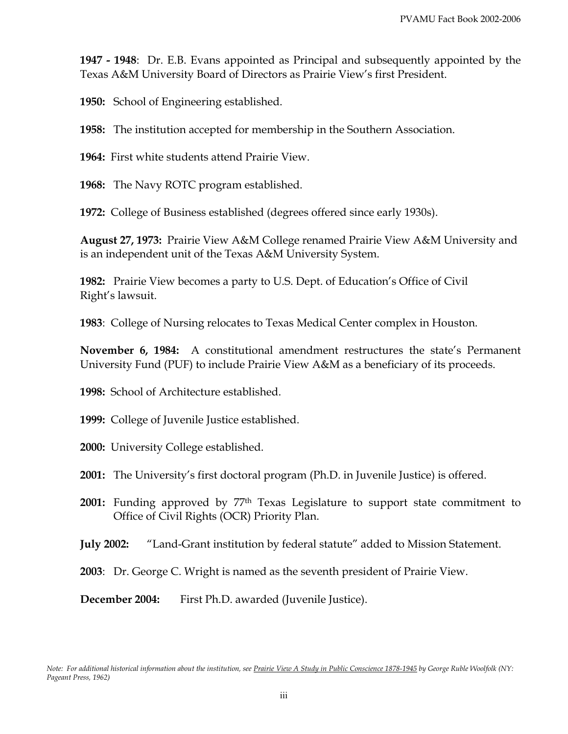**1947 - 1948**: Dr. E.B. Evans appointed as Principal and subsequently appointed by the Texas A&M University Board of Directors as Prairie View's first President.

**1950:** School of Engineering established.

**1958:** The institution accepted for membership in the Southern Association.

**1964:** First white students attend Prairie View.

**1968:** The Navy ROTC program established.

**1972:** College of Business established (degrees offered since early 1930s).

**August 27, 1973:** Prairie View A&M College renamed Prairie View A&M University and is an independent unit of the Texas A&M University System.

**1982:** Prairie View becomes a party to U.S. Dept. of Education's Office of Civil Right's lawsuit.

**1983**: College of Nursing relocates to Texas Medical Center complex in Houston.

**November 6, 1984:** A constitutional amendment restructures the state's Permanent University Fund (PUF) to include Prairie View A&M as a beneficiary of its proceeds.

**1998:** School of Architecture established.

**1999:** College of Juvenile Justice established.

**2000:** University College established.

**2001:** The University's first doctoral program (Ph.D. in Juvenile Justice) is offered.

**2001:** Funding approved by 77th Texas Legislature to support state commitment to Office of Civil Rights (OCR) Priority Plan.

**July 2002:** "Land-Grant institution by federal statute" added to Mission Statement.

**2003**: Dr. George C. Wright is named as the seventh president of Prairie View.

**December 2004:** First Ph.D. awarded (Juvenile Justice).

*Note: For additional historical information about the institution, see Prairie View A Study in Public Conscience 1878-1945 by George Ruble Woolfolk (NY: Pageant Press, 1962)*